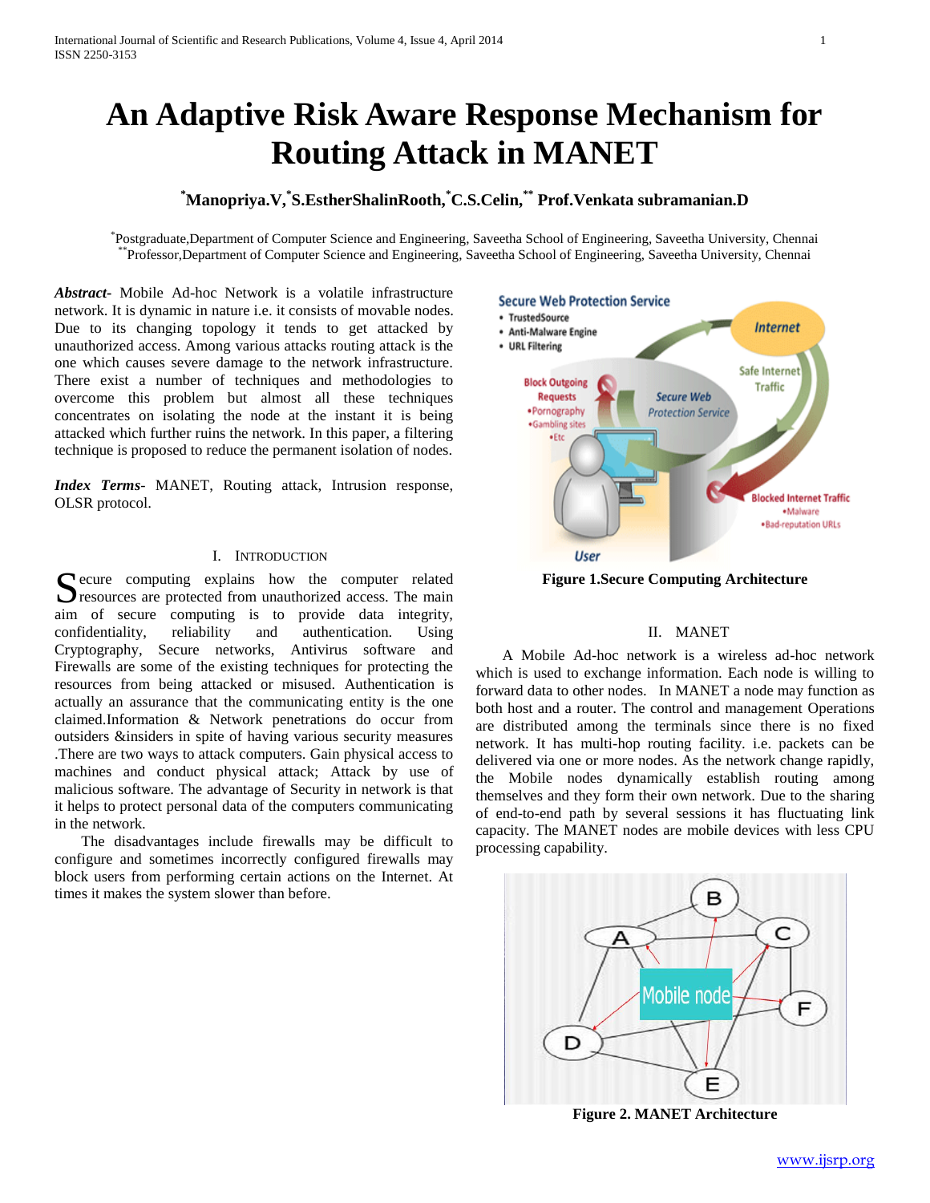# An Adaptive Risk Aware Response Mechanism for Routing Attack in MANET

**[*]Manopriya.V,[*]S.EstherShalinRooth,[*]C.S.Celin,[**] Prof.Venkata subramanian.D**

[*]Postgraduate,Department of Computer Science and Engineering, Saveetha School of Engineering, Saveetha University, Chennai
[**]Professor,Department of Computer Science and Engineering, Saveetha School of Engineering, Saveetha University, Chennai

***Abstract-*** Mobile Ad-hoc Network is a volatile infrastructure network. It is dynamic in nature i.e. it consists of movable nodes. Due to its changing topology it tends to get attacked by unauthorized access. Among various attacks routing attack is the one which causes severe damage to the network infrastructure. There exist a number of techniques and methodologies to overcome this problem but almost all these techniques concentrates on isolating the node at the instant it is being attacked which further ruins the network. In this paper, a filtering technique is proposed to reduce the permanent isolation of nodes.

***Index Terms*-** MANET, Routing attack, Intrusion response, OLSR protocol.

## I. Introduction

Secure computing explains how the computer related resources are protected from unauthorized access. The main aim of secure computing is to provide data integrity, confidentiality, reliability and authentication. Using Cryptography, Secure networks, Antivirus software and Firewalls are some of the existing techniques for protecting the resources from being attacked or misused. Authentication is actually an assurance that the communicating entity is the one claimed.Information & Network penetrations do occur from outsiders &insiders in spite of having various security measures .There are two ways to attack computers. Gain physical access to machines and conduct physical attack; Attack by use of malicious software. The advantage of Security in network is that it helps to protect personal data of the computers communicating in the network.

The disadvantages include firewalls may be difficult to configure and sometimes incorrectly configured firewalls may block users from performing certain actions on the Internet. At times it makes the system slower than before.

**Figure 1.Secure Computing Architecture**

## II. MANET

A Mobile Ad-hoc network is a wireless ad-hoc network which is used to exchange information. Each node is willing to forward data to other nodes. In MANET a node may function as both host and a router. The control and management Operations are distributed among the terminals since there is no fixed network. It has multi-hop routing facility. i.e. packets can be delivered via one or more nodes. As the network change rapidly, the Mobile nodes dynamically establish routing among themselves and they form their own network. Due to the sharing of end-to-end path by several sessions it has fluctuating link capacity. The MANET nodes are mobile devices with less CPU processing capability.

**Figure 2. MANET Architecture**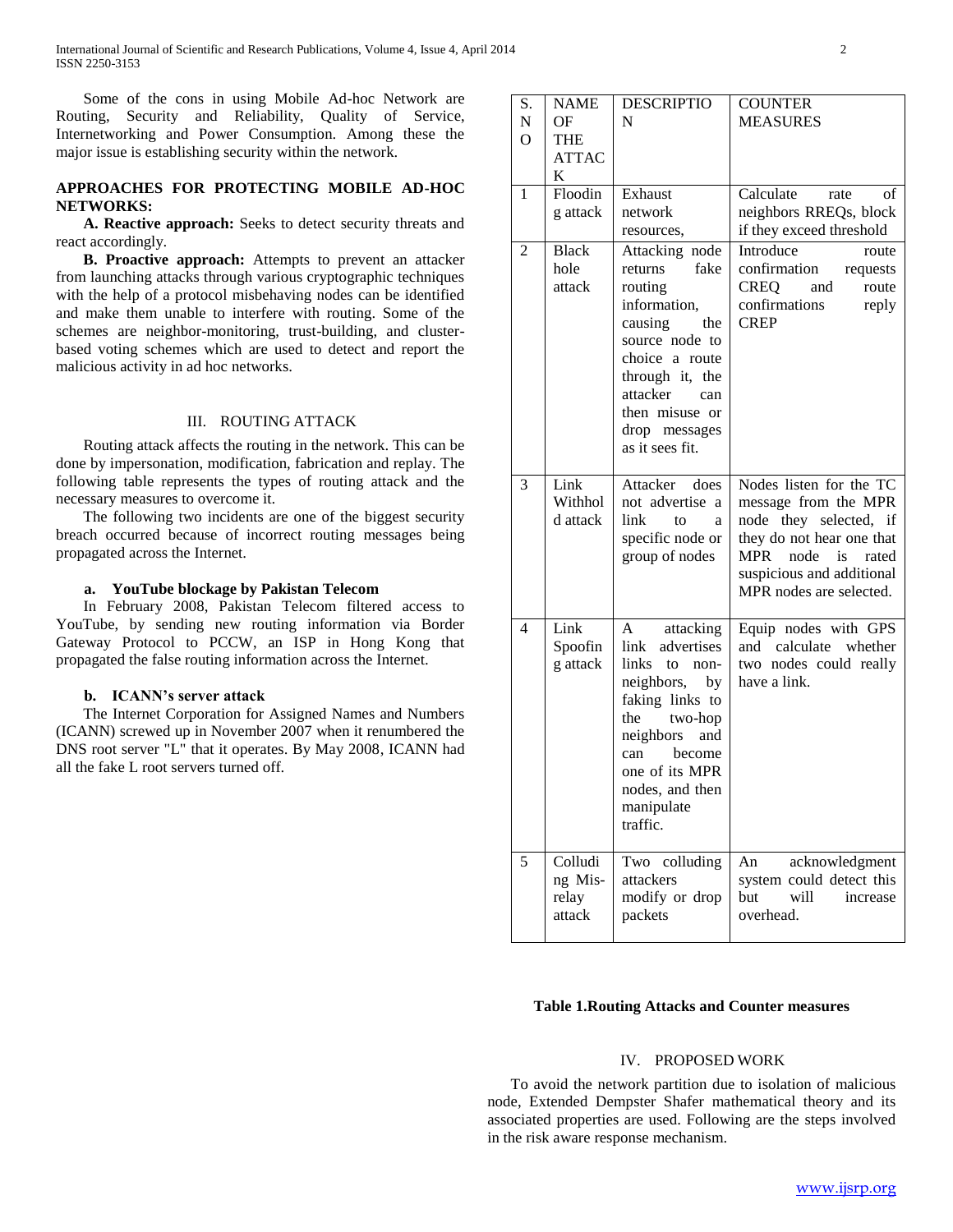Some of the cons in using Mobile Ad-hoc Network are Routing, Security and Reliability, Quality of Service, Internetworking and Power Consumption. Among these the major issue is establishing security within the network.

**APPROACHES FOR PROTECTING MOBILE AD-HOC NETWORKS:**

**A. Reactive approach:** Seeks to detect security threats and react accordingly.

**B. Proactive approach:** Attempts to prevent an attacker from launching attacks through various cryptographic techniques with the help of a protocol misbehaving nodes can be identified and make them unable to interfere with routing. Some of the schemes are neighbor-monitoring, trust-building, and cluster-based voting schemes which are used to detect and report the malicious activity in ad hoc networks.

## III. ROUTING ATTACK

Routing attack affects the routing in the network. This can be done by impersonation, modification, fabrication and replay. The following table represents the types of routing attack and the necessary measures to overcome it.

The following two incidents are one of the biggest security breach occurred because of incorrect routing messages being propagated across the Internet.

### a. YouTube blockage by Pakistan Telecom

In February 2008, Pakistan Telecom filtered access to YouTube, by sending new routing information via Border Gateway Protocol to PCCW, an ISP in Hong Kong that propagated the false routing information across the Internet.

### b. ICANN's server attack

The Internet Corporation for Assigned Names and Numbers (ICANN) screwed up in November 2007 when it renumbered the DNS root server "L" that it operates. By May 2008, ICANN had all the fake L root servers turned off.

| S. NO | NAME OF THE ATTACK | DESCRIPTION | COUNTER MEASURES |
|---|---|---|---|
| 1 | Flooding attack | Exhaust network resources, | Calculate rate of neighbors RREQs, block if they exceed threshold |
| 2 | Black hole attack | Attacking node returns fake routing information, causing the source node to choice a route through it, the attacker can then misuse or drop messages as it sees fit. | Introduce route confirmation requests CREQ and route confirmations reply CREP |
| 3 | Link Withhold attack | Attacker does not advertise a link to a specific node or group of nodes | Nodes listen for the TC message from the MPR node they selected, if they do not hear one that MPR node is rated suspicious and additional MPR nodes are selected. |
| 4 | Link Spoofing attack | A attacking link advertises links to non-neighbors, by faking links to the two-hop neighbors and can become one of its MPR nodes, and then manipulate traffic. | Equip nodes with GPS and calculate whether two nodes could really have a link. |
| 5 | Colluding Mis-relay attack | Two colluding attackers modify or drop packets | An acknowledgment system could detect this but will increase overhead. |

**Table 1.Routing Attacks and Counter measures**

## IV. PROPOSED WORK

To avoid the network partition due to isolation of malicious node, Extended Dempster Shafer mathematical theory and its associated properties are used. Following are the steps involved in the risk aware response mechanism.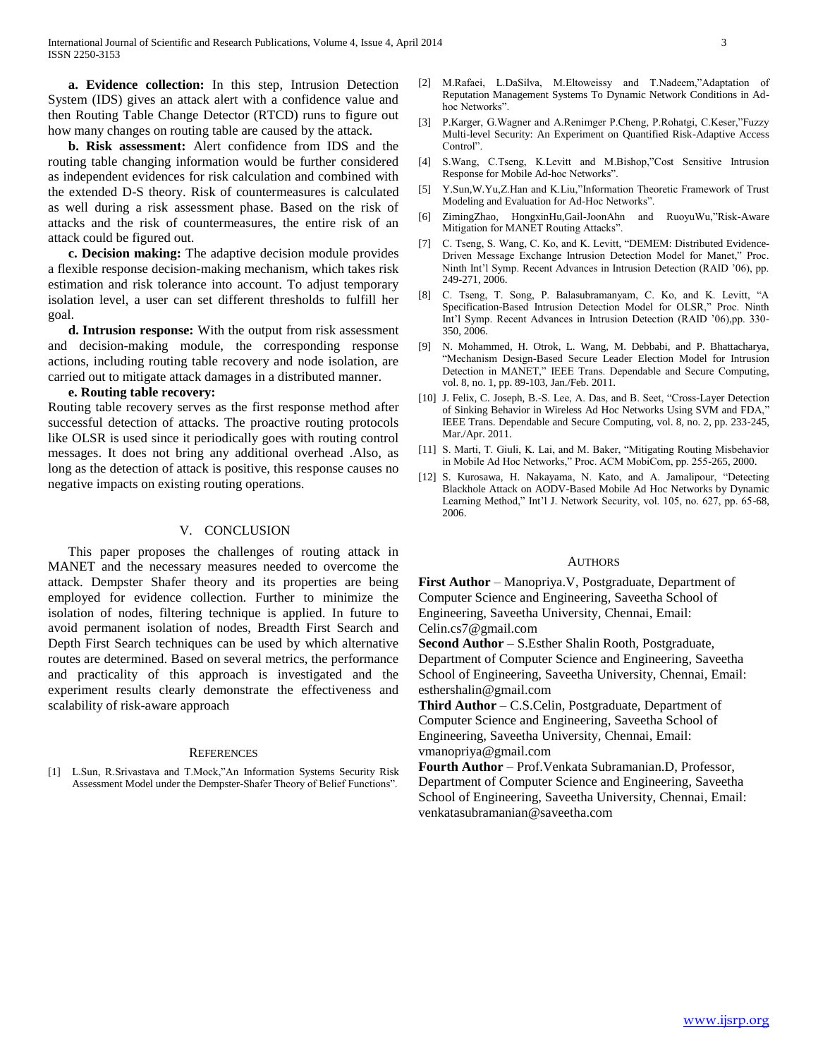**a. Evidence collection:** In this step, Intrusion Detection System (IDS) gives an attack alert with a confidence value and then Routing Table Change Detector (RTCD) runs to figure out how many changes on routing table are caused by the attack.

**b. Risk assessment:** Alert confidence from IDS and the routing table changing information would be further considered as independent evidences for risk calculation and combined with the extended D-S theory. Risk of countermeasures is calculated as well during a risk assessment phase. Based on the risk of attacks and the risk of countermeasures, the entire risk of an attack could be figured out.

**c. Decision making:** The adaptive decision module provides a flexible response decision-making mechanism, which takes risk estimation and risk tolerance into account. To adjust temporary isolation level, a user can set different thresholds to fulfill her goal.

**d. Intrusion response:** With the output from risk assessment and decision-making module, the corresponding response actions, including routing table recovery and node isolation, are carried out to mitigate attack damages in a distributed manner.

**e. Routing table recovery:**

Routing table recovery serves as the first response method after successful detection of attacks. The proactive routing protocols like OLSR is used since it periodically goes with routing control messages. It does not bring any additional overhead .Also, as long as the detection of attack is positive, this response causes no negative impacts on existing routing operations.

## V. CONCLUSION

This paper proposes the challenges of routing attack in MANET and the necessary measures needed to overcome the attack. Dempster Shafer theory and its properties are being employed for evidence collection. Further to minimize the isolation of nodes, filtering technique is applied. In future to avoid permanent isolation of nodes, Breadth First Search and Depth First Search techniques can be used by which alternative routes are determined. Based on several metrics, the performance and practicality of this approach is investigated and the experiment results clearly demonstrate the effectiveness and scalability of risk-aware approach

## REFERENCES

[1] L.Sun, R.Srivastava and T.Mock,"An Information Systems Security Risk Assessment Model under the Dempster-Shafer Theory of Belief Functions".

[2] M.Rafaei, L.DaSilva, M.Eltoweissy and T.Nadeem,"Adaptation of Reputation Management Systems To Dynamic Network Conditions in Ad-hoc Networks".

[3] P.Karger, G.Wagner and A.Renimger P.Cheng, P.Rohatgi, C.Keser,"Fuzzy Multi-level Security: An Experiment on Quantified Risk-Adaptive Access Control".

[4] S.Wang, C.Tseng, K.Levitt and M.Bishop,"Cost Sensitive Intrusion Response for Mobile Ad-hoc Networks".

[5] Y.Sun,W.Yu,Z.Han and K.Liu,"Information Theoretic Framework of Trust Modeling and Evaluation for Ad-Hoc Networks".

[6] ZimingZhao, HongxinHu,Gail-JoonAhn and RuoyuWu,"Risk-Aware Mitigation for MANET Routing Attacks".

[7] C. Tseng, S. Wang, C. Ko, and K. Levitt, "DEMEM: Distributed Evidence-Driven Message Exchange Intrusion Detection Model for Manet," Proc. Ninth Int'l Symp. Recent Advances in Intrusion Detection (RAID '06), pp. 249-271, 2006.

[8] C. Tseng, T. Song, P. Balasubramanyam, C. Ko, and K. Levitt, "A Specification-Based Intrusion Detection Model for OLSR," Proc. Ninth Int'l Symp. Recent Advances in Intrusion Detection (RAID '06),pp. 330-350, 2006.

[9] N. Mohammed, H. Otrok, L. Wang, M. Debbabi, and P. Bhattacharya, "Mechanism Design-Based Secure Leader Election Model for Intrusion Detection in MANET," IEEE Trans. Dependable and Secure Computing, vol. 8, no. 1, pp. 89-103, Jan./Feb. 2011.

[10] J. Felix, C. Joseph, B.-S. Lee, A. Das, and B. Seet, "Cross-Layer Detection of Sinking Behavior in Wireless Ad Hoc Networks Using SVM and FDA," IEEE Trans. Dependable and Secure Computing, vol. 8, no. 2, pp. 233-245, Mar./Apr. 2011.

[11] S. Marti, T. Giuli, K. Lai, and M. Baker, "Mitigating Routing Misbehavior in Mobile Ad Hoc Networks," Proc. ACM MobiCom, pp. 255-265, 2000.

[12] S. Kurosawa, H. Nakayama, N. Kato, and A. Jamalipour, "Detecting Blackhole Attack on AODV-Based Mobile Ad Hoc Networks by Dynamic Learning Method," Int'l J. Network Security, vol. 105, no. 627, pp. 65-68, 2006.

## AUTHORS

**First Author** – Manopriya.V, Postgraduate, Department of Computer Science and Engineering, Saveetha School of Engineering, Saveetha University, Chennai, Email: Celin.cs7@gmail.com

**Second Author** – S.Esther Shalin Rooth, Postgraduate, Department of Computer Science and Engineering, Saveetha School of Engineering, Saveetha University, Chennai, Email: esthershalin@gmail.com

**Third Author** – C.S.Celin, Postgraduate, Department of Computer Science and Engineering, Saveetha School of Engineering, Saveetha University, Chennai, Email: vmanopriya@gmail.com

**Fourth Author** – Prof.Venkata Subramanian.D, Professor, Department of Computer Science and Engineering, Saveetha School of Engineering, Saveetha University, Chennai, Email: venkatasubramanian@saveetha.com